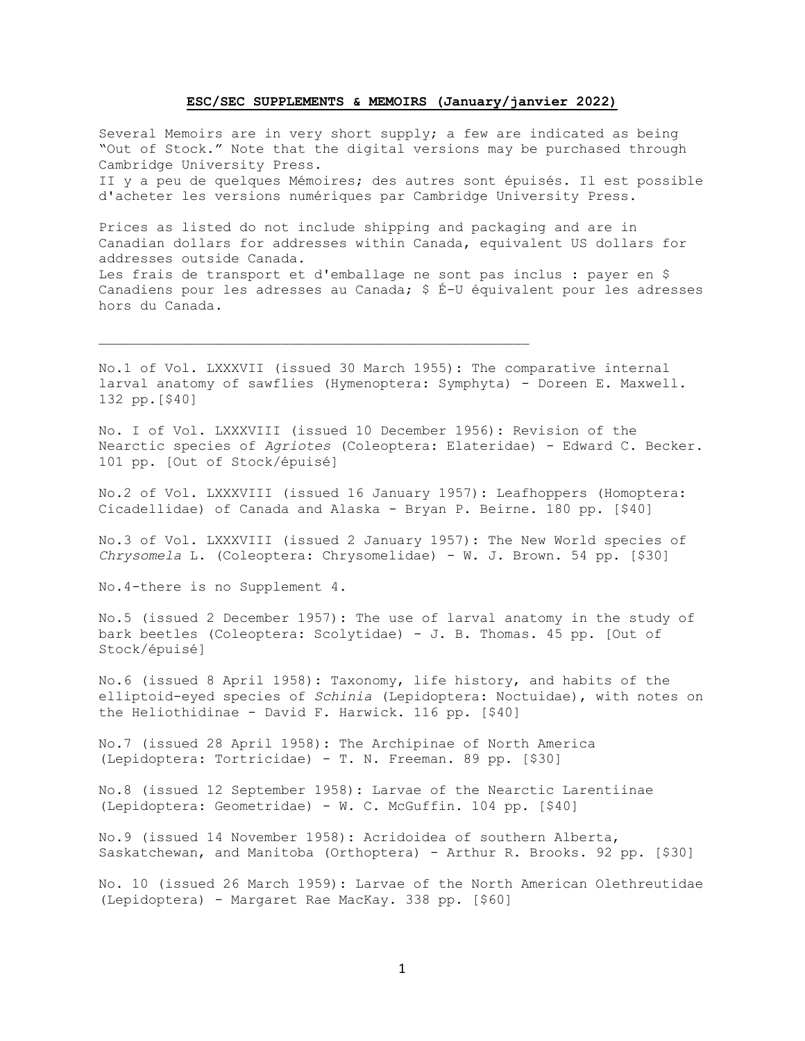**ESC/SEC SUPPLEMENTS & MEMOIRS (January/janvier 2022)**

Several Memoirs are in very short supply; a few are indicated as being "Out of Stock." Note that the digital versions may be purchased through Cambridge University Press.
II y a peu de quelques Mémoires; des autres sont épuisés. Il est possible d'acheter les versions numériques par Cambridge University Press.

Prices as listed do not include shipping and packaging and are in Canadian dollars for addresses within Canada, equivalent US dollars for addresses outside Canada.
Les frais de transport et d'emballage ne sont pas inclus : payer en $ Canadiens pour les adresses au Canada; $ É-U équivalent pour les adresses hors du Canada.

---

No.1 of Vol. LXXXVII (issued 30 March 1955): The comparative internal larval anatomy of sawflies (Hymenoptera: Symphyta) - Doreen E. Maxwell. 132 pp.[$40]

No. I of Vol. LXXXVIII (issued 10 December 1956): Revision of the Nearctic species of *Agriotes* (Coleoptera: Elateridae) - Edward C. Becker. 101 pp. [Out of Stock/épuisé]

No.2 of Vol. LXXXVIII (issued 16 January 1957): Leafhoppers (Homoptera: Cicadellidae) of Canada and Alaska - Bryan P. Beirne. 180 pp. [$40]

No.3 of Vol. LXXXVIII (issued 2 January 1957): The New World species of *Chrysomela* L. (Coleoptera: Chrysomelidae) - W. J. Brown. 54 pp. [$30]

No.4-there is no Supplement 4.

No.5 (issued 2 December 1957): The use of larval anatomy in the study of bark beetles (Coleoptera: Scolytidae) - J. B. Thomas. 45 pp. [Out of Stock/épuisé]

No.6 (issued 8 April 1958): Taxonomy, life history, and habits of the elliptoid-eyed species of *Schinia* (Lepidoptera: Noctuidae), with notes on the Heliothidinae - David F. Harwick. 116 pp. [$40]

No.7 (issued 28 April 1958): The Archipinae of North America (Lepidoptera: Tortricidae) - T. N. Freeman. 89 pp. [$30]

No.8 (issued 12 September 1958): Larvae of the Nearctic Larentiinae (Lepidoptera: Geometridae) - W. C. McGuffin. 104 pp. [$40]

No.9 (issued 14 November 1958): Acridoidea of southern Alberta, Saskatchewan, and Manitoba (Orthoptera) - Arthur R. Brooks. 92 pp. [$30]

No. 10 (issued 26 March 1959): Larvae of the North American Olethreutidae (Lepidoptera) - Margaret Rae MacKay. 338 pp. [$60]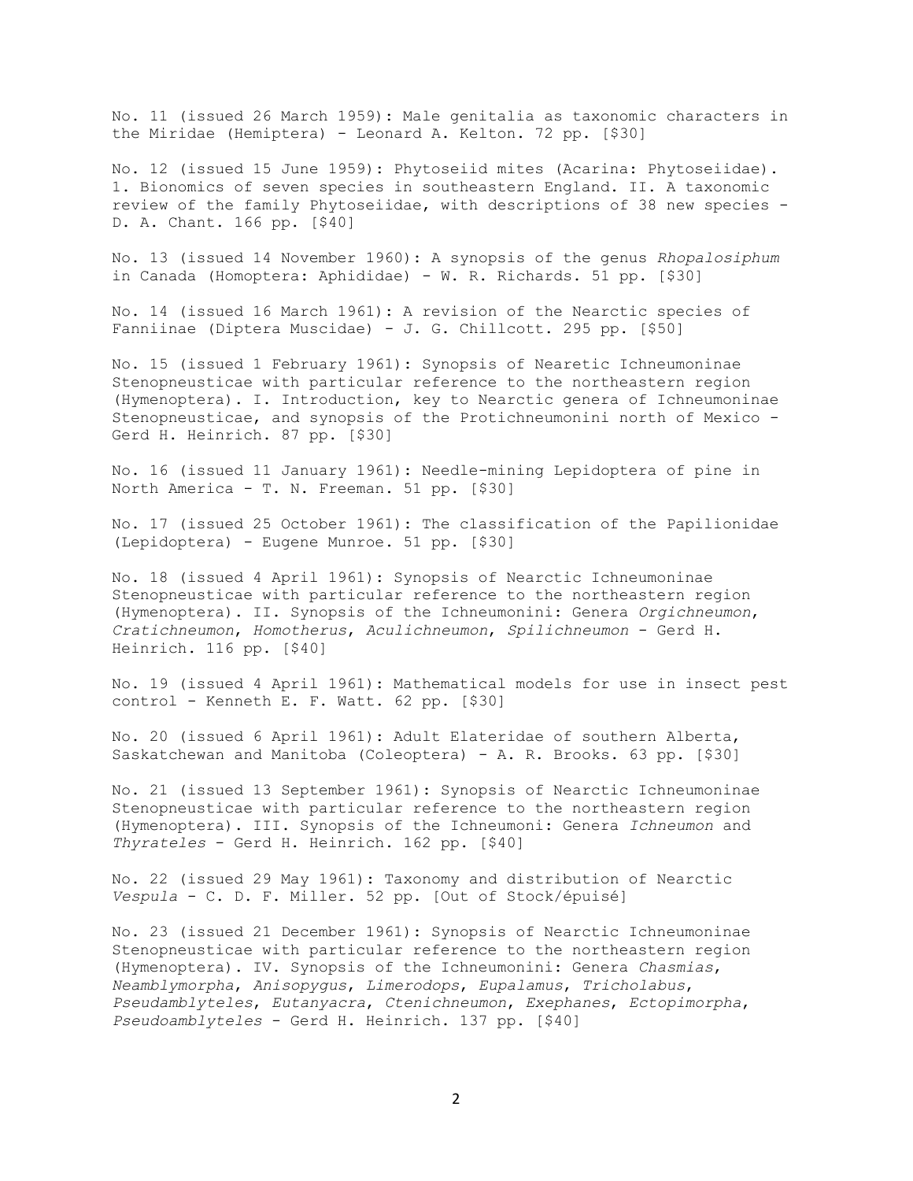No. 11 (issued 26 March 1959): Male genitalia as taxonomic characters in the Miridae (Hemiptera) - Leonard A. Kelton. 72 pp. [$30]

No. 12 (issued 15 June 1959): Phytoseiid mites (Acarina: Phytoseiidae). 1. Bionomics of seven species in southeastern England. II. A taxonomic review of the family Phytoseiidae, with descriptions of 38 new species - D. A. Chant. 166 pp. [$40]

No. 13 (issued 14 November 1960): A synopsis of the genus *Rhopalosiphum* in Canada (Homoptera: Aphididae) - W. R. Richards. 51 pp. [$30]

No. 14 (issued 16 March 1961): A revision of the Nearctic species of Fanniinae (Diptera Muscidae) - J. G. Chillcott. 295 pp. [$50]

No. 15 (issued 1 February 1961): Synopsis of Neareti​c Ichneumoninae Stenopneusticae with particular reference to the northeastern region (Hymenoptera). I. Introduction, key to Nearctic genera of Ichneumoninae Stenopneusticae, and synopsis of the Protichneumonini north of Mexico - Gerd H. Heinrich. 87 pp. [$30]

No. 16 (issued 11 January 1961): Needle-mining Lepidoptera of pine in North America - T. N. Freeman. 51 pp. [$30]

No. 17 (issued 25 October 1961): The classification of the Papilionidae (Lepidoptera) - Eugene Munroe. 51 pp. [$30]

No. 18 (issued 4 April 1961): Synopsis of Nearctic Ichneumoninae Stenopneusticae with particular reference to the northeastern region (Hymenoptera). II. Synopsis of the Ichneumonini: Genera *Orgichneumon*, *Cratichneumon*, *Homotherus*, *Aculichneumon*, *Spilichneumon* - Gerd H. Heinrich. 116 pp. [$40]

No. 19 (issued 4 April 1961): Mathematical models for use in insect pest control - Kenneth E. F. Watt. 62 pp. [$30]

No. 20 (issued 6 April 1961): Adult Elateridae of southern Alberta, Saskatchewan and Manitoba (Coleoptera) - A. R. Brooks. 63 pp. [$30]

No. 21 (issued 13 September 1961): Synopsis of Nearctic Ichneumoninae Stenopneusticae with particular reference to the northeastern region (Hymenoptera). III. Synopsis of the Ichneumoni: Genera *Ichneumon* and *Thyrateles* - Gerd H. Heinrich. 162 pp. [$40]

No. 22 (issued 29 May 1961): Taxonomy and distribution of Nearctic *Vespula* - C. D. F. Miller. 52 pp. [Out of Stock/épuisé]

No. 23 (issued 21 December 1961): Synopsis of Nearctic Ichneumoninae Stenopneusticae with particular reference to the northeastern region (Hymenoptera). IV. Synopsis of the Ichneumonini: Genera *Chasmias*, *Neamblymorpha*, *Anisopygus*, *Limerodops*, *Eupalamus*, *Tricholabus*, *Pseudamblyteles*, *Eutanyacra*, *Ctenichneumon*, *Exephanes*, *Ectopimorpha*, *Pseudoamblyteles* - Gerd H. Heinrich. 137 pp. [$40]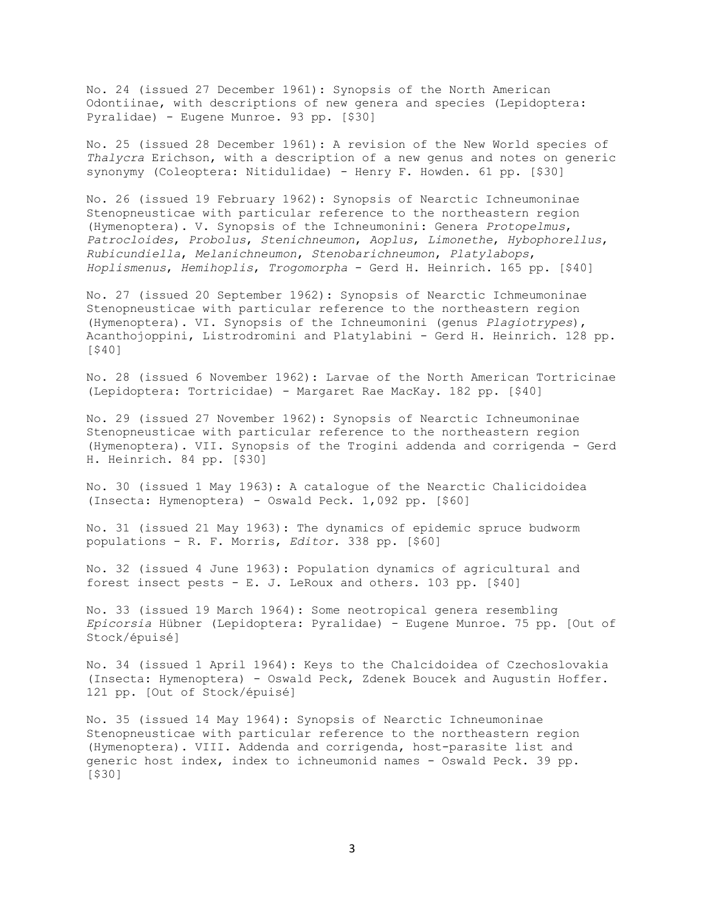No. 24 (issued 27 December 1961): Synopsis of the North American Odontiinae, with descriptions of new genera and species (Lepidoptera: Pyralidae) - Eugene Munroe. 93 pp. [$30]

No. 25 (issued 28 December 1961): A revision of the New World species of *Thalycra* Erichson, with a description of a new genus and notes on generic synonymy (Coleoptera: Nitidulidae) - Henry F. Howden. 61 pp. [$30]

No. 26 (issued 19 February 1962): Synopsis of Nearctic Ichneumoninae Stenopneusticae with particular reference to the northeastern region (Hymenoptera). V. Synopsis of the Ichneumonini: Genera *Protopelmus*, *Patrocloides*, *Probolus*, *Stenichneumon*, *Aoplus*, *Limonethe*, *Hybophorellus*, *Rubicundiella*, *Melanichneumon*, *Stenobarichneumon*, *Platylabops*, *Hoplismenus*, *Hemihoplis*, *Trogomorpha* - Gerd H. Heinrich. 165 pp. [$40]

No. 27 (issued 20 September 1962): Synopsis of Nearctic Ichmeumoninae Stenopneusticae with particular reference to the northeastern region (Hymenoptera). VI. Synopsis of the Ichneumonini (genus *Plagiotrypes*), Acanthojoppini, Listrodromini and Platylabini - Gerd H. Heinrich. 128 pp. [$40]

No. 28 (issued 6 November 1962): Larvae of the North American Tortricinae (Lepidoptera: Tortricidae) - Margaret Rae MacKay. 182 pp. [$40]

No. 29 (issued 27 November 1962): Synopsis of Nearctic Ichneumoninae Stenopneusticae with particular reference to the northeastern region (Hymenoptera). VII. Synopsis of the Trogini addenda and corrigenda - Gerd H. Heinrich. 84 pp. [$30]

No. 30 (issued 1 May 1963): A catalogue of the Nearctic Chalicidoidea (Insecta: Hymenoptera) - Oswald Peck. 1,092 pp. [$60]

No. 31 (issued 21 May 1963): The dynamics of epidemic spruce budworm populations - R. F. Morris, *Editor.* 338 pp. [$60]

No. 32 (issued 4 June 1963): Population dynamics of agricultural and forest insect pests - E. J. LeRoux and others. 103 pp. [$40]

No. 33 (issued 19 March 1964): Some neotropical genera resembling *Epicorsia* Hübner (Lepidoptera: Pyralidae) - Eugene Munroe. 75 pp. [Out of Stock/épuisé]

No. 34 (issued 1 April 1964): Keys to the Chalcidoidea of Czechoslovakia (Insecta: Hymenoptera) - Oswald Peck, Zdenek Boucek and Augustin Hoffer. 121 pp. [Out of Stock/épuisé]

No. 35 (issued 14 May 1964): Synopsis of Nearctic Ichneumoninae Stenopneusticae with particular reference to the northeastern region (Hymenoptera). VIII. Addenda and corrigenda, host-parasite list and generic host index, index to ichneumonid names - Oswald Peck. 39 pp. [$30]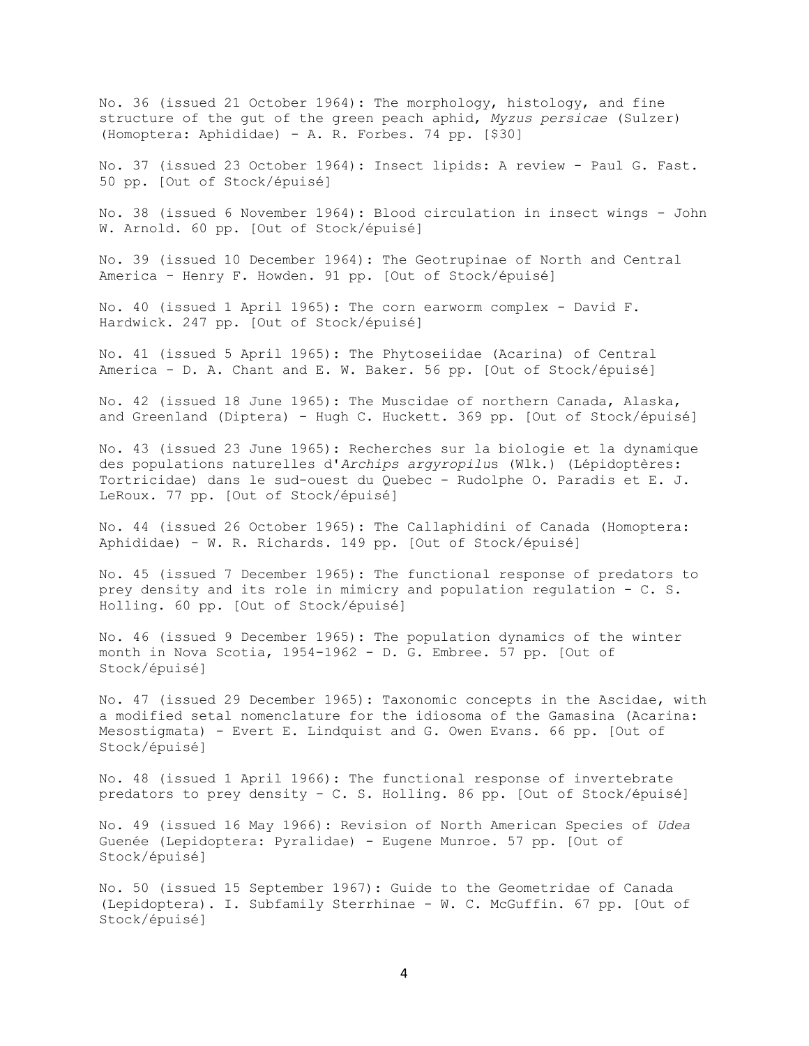No. 36 (issued 21 October 1964): The morphology, histology, and fine structure of the gut of the green peach aphid, *Myzus persicae* (Sulzer) (Homoptera: Aphididae) - A. R. Forbes. 74 pp. [$30]

No. 37 (issued 23 October 1964): Insect lipids: A review - Paul G. Fast. 50 pp. [Out of Stock/épuisé]

No. 38 (issued 6 November 1964): Blood circulation in insect wings - John W. Arnold. 60 pp. [Out of Stock/épuisé]

No. 39 (issued 10 December 1964): The Geotrupinae of North and Central America - Henry F. Howden. 91 pp. [Out of Stock/épuisé]

No. 40 (issued 1 April 1965): The corn earworm complex - David F. Hardwick. 247 pp. [Out of Stock/épuisé]

No. 41 (issued 5 April 1965): The Phytoseiidae (Acarina) of Central America - D. A. Chant and E. W. Baker. 56 pp. [Out of Stock/épuisé]

No. 42 (issued 18 June 1965): The Muscidae of northern Canada, Alaska, and Greenland (Diptera) - Hugh C. Huckett. 369 pp. [Out of Stock/épuisé]

No. 43 (issued 23 June 1965): Recherches sur la biologie et la dynamique des populations naturelles d'*Archips argyropilus* (Wlk.) (Lépidoptères: Tortricidae) dans le sud-ouest du Quebec - Rudolphe O. Paradis et E. J. LeRoux. 77 pp. [Out of Stock/épuisé]

No. 44 (issued 26 October 1965): The Callaphidini of Canada (Homoptera: Aphididae) - W. R. Richards. 149 pp. [Out of Stock/épuisé]

No. 45 (issued 7 December 1965): The functional response of predators to prey density and its role in mimicry and population regulation - C. S. Holling. 60 pp. [Out of Stock/épuisé]

No. 46 (issued 9 December 1965): The population dynamics of the winter month in Nova Scotia, 1954-1962 - D. G. Embree. 57 pp. [Out of Stock/épuisé]

No. 47 (issued 29 December 1965): Taxonomic concepts in the Ascidae, with a modified setal nomenclature for the idiosoma of the Gamasina (Acarina: Mesostigmata) - Evert E. Lindquist and G. Owen Evans. 66 pp. [Out of Stock/épuisé]

No. 48 (issued 1 April 1966): The functional response of invertebrate predators to prey density - C. S. Holling. 86 pp. [Out of Stock/épuisé]

No. 49 (issued 16 May 1966): Revision of North American Species of *Udea* Guenée (Lepidoptera: Pyralidae) - Eugene Munroe. 57 pp. [Out of Stock/épuisé]

No. 50 (issued 15 September 1967): Guide to the Geometridae of Canada (Lepidoptera). I. Subfamily Sterrhinae - W. C. McGuffin. 67 pp. [Out of Stock/épuisé]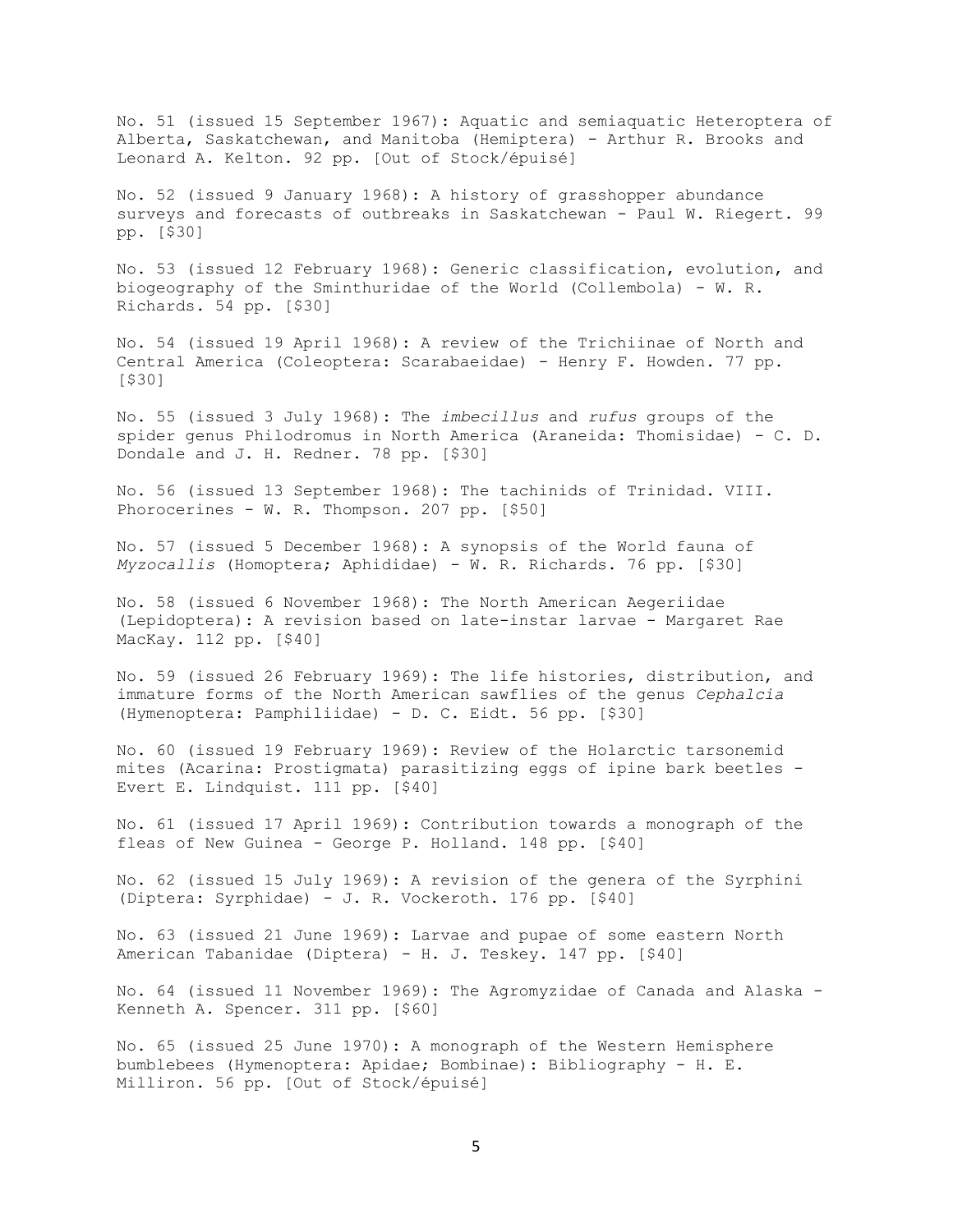No. 51 (issued 15 September 1967): Aquatic and semiaquatic Heteroptera of Alberta, Saskatchewan, and Manitoba (Hemiptera) - Arthur R. Brooks and Leonard A. Kelton. 92 pp. [Out of Stock/épuisé]

No. 52 (issued 9 January 1968): A history of grasshopper abundance surveys and forecasts of outbreaks in Saskatchewan - Paul W. Riegert. 99 pp. [$30]

No. 53 (issued 12 February 1968): Generic classification, evolution, and biogeography of the Sminthuridae of the World (Collembola) - W. R. Richards. 54 pp. [$30]

No. 54 (issued 19 April 1968): A review of the Trichiinae of North and Central America (Coleoptera: Scarabaeidae) - Henry F. Howden. 77 pp. [$30]

No. 55 (issued 3 July 1968): The *imbecillus* and *rufus* groups of the spider genus Philodromus in North America (Araneida: Thomisidae) - C. D. Dondale and J. H. Redner. 78 pp. [$30]

No. 56 (issued 13 September 1968): The tachinids of Trinidad. VIII. Phorocerines - W. R. Thompson. 207 pp. [$50]

No. 57 (issued 5 December 1968): A synopsis of the World fauna of *Myzocallis* (Homoptera; Aphididae) - W. R. Richards. 76 pp. [$30]

No. 58 (issued 6 November 1968): The North American Aegeriidae (Lepidoptera): A revision based on late-instar larvae - Margaret Rae MacKay. 112 pp. [$40]

No. 59 (issued 26 February 1969): The life histories, distribution, and immature forms of the North American sawflies of the genus *Cephalcia* (Hymenoptera: Pamphiliidae) - D. C. Eidt. 56 pp. [$30]

No. 60 (issued 19 February 1969): Review of the Holarctic tarsonemid mites (Acarina: Prostigmata) parasitizing eggs of ipine bark beetles - Evert E. Lindquist. 111 pp. [$40]

No. 61 (issued 17 April 1969): Contribution towards a monograph of the fleas of New Guinea - George P. Holland. 148 pp. [$40]

No. 62 (issued 15 July 1969): A revision of the genera of the Syrphini (Diptera: Syrphidae) - J. R. Vockeroth. 176 pp. [$40]

No. 63 (issued 21 June 1969): Larvae and pupae of some eastern North American Tabanidae (Diptera) - H. J. Teskey. 147 pp. [$40]

No. 64 (issued 11 November 1969): The Agromyzidae of Canada and Alaska - Kenneth A. Spencer. 311 pp. [$60]

No. 65 (issued 25 June 1970): A monograph of the Western Hemisphere bumblebees (Hymenoptera: Apidae; Bombinae): Bibliography - H. E. Milliron. 56 pp. [Out of Stock/épuisé]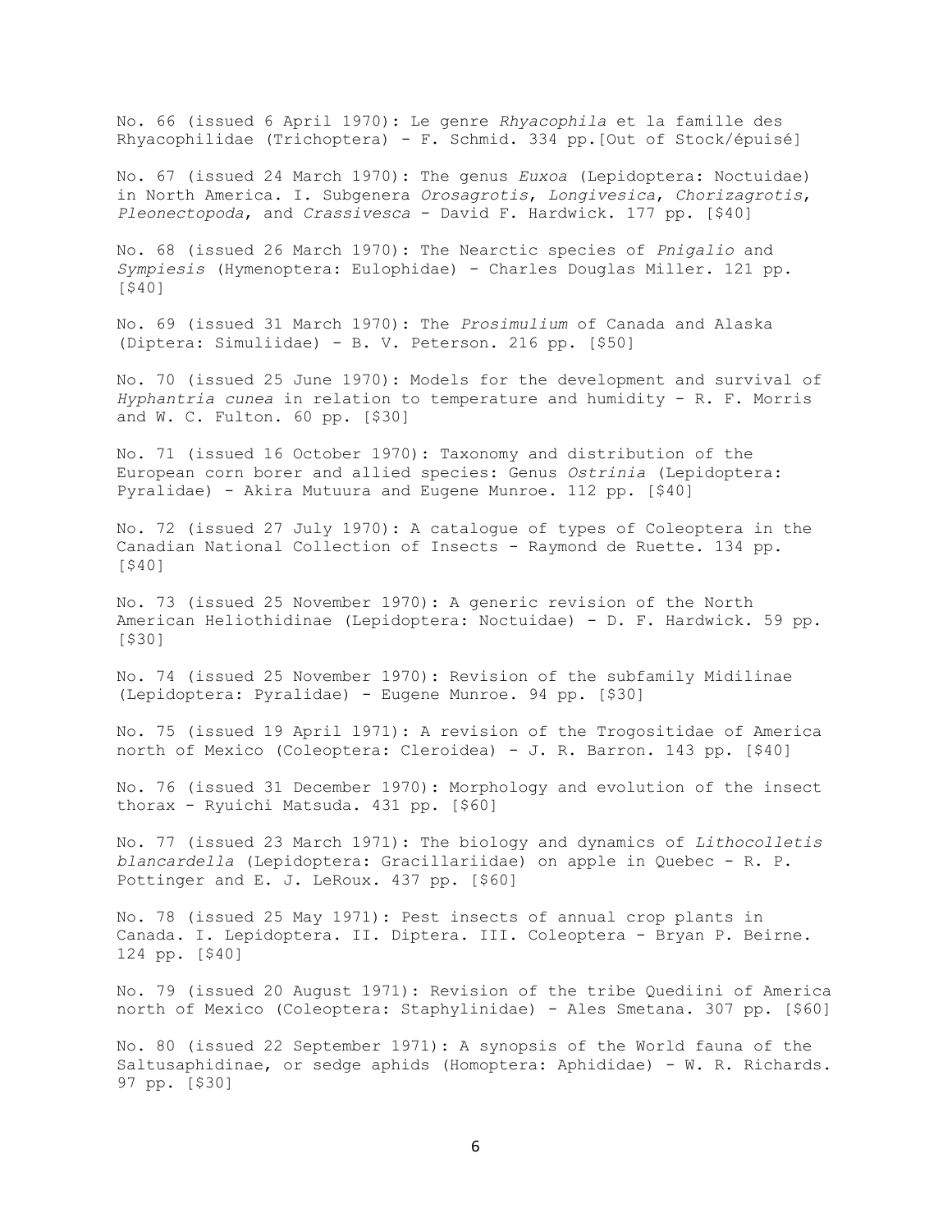No. 66 (issued 6 April 1970): Le genre *Rhyacophila* et la famille des Rhyacophilidae (Trichoptera) - F. Schmid. 334 pp.[Out of Stock/épuisé]

No. 67 (issued 24 March 1970): The genus *Euxoa* (Lepidoptera: Noctuidae) in North America. I. Subgenera *Orosagrotis*, *Longivesica*, *Chorizagrotis*, *Pleonectopoda*, and *Crassivesca* - David F. Hardwick. 177 pp. [$40]

No. 68 (issued 26 March 1970): The Nearctic species of *Pnigalio* and *Sympiesis* (Hymenoptera: Eulophidae) - Charles Douglas Miller. 121 pp. [$40]

No. 69 (issued 31 March 1970): The *Prosimulium* of Canada and Alaska (Diptera: Simuliidae) - B. V. Peterson. 216 pp. [$50]

No. 70 (issued 25 June 1970): Models for the development and survival of *Hyphantria cunea* in relation to temperature and humidity - R. F. Morris and W. C. Fulton. 60 pp. [$30]

No. 71 (issued 16 October 1970): Taxonomy and distribution of the European corn borer and allied species: Genus *Ostrinia* (Lepidoptera: Pyralidae) - Akira Mutuura and Eugene Munroe. 112 pp. [$40]

No. 72 (issued 27 July 1970): A catalogue of types of Coleoptera in the Canadian National Collection of Insects - Raymond de Ruette. 134 pp. [$40]

No. 73 (issued 25 November 1970): A generic revision of the North American Heliothidinae (Lepidoptera: Noctuidae) - D. F. Hardwick. 59 pp. [$30]

No. 74 (issued 25 November 1970): Revision of the subfamily Midilinae (Lepidoptera: Pyralidae) - Eugene Munroe. 94 pp. [$30]

No. 75 (issued 19 April 1971): A revision of the Trogositidae of America north of Mexico (Coleoptera: Cleroidea) - J. R. Barron. 143 pp. [$40]

No. 76 (issued 31 December 1970): Morphology and evolution of the insect thorax - Ryuichi Matsuda. 431 pp. [$60]

No. 77 (issued 23 March 1971): The biology and dynamics of *Lithocolletis blancardella* (Lepidoptera: Gracillariidae) on apple in Quebec - R. P. Pottinger and E. J. LeRoux. 437 pp. [$60]

No. 78 (issued 25 May 1971): Pest insects of annual crop plants in Canada. I. Lepidoptera. II. Diptera. III. Coleoptera - Bryan P. Beirne. 124 pp. [$40]

No. 79 (issued 20 August 1971): Revision of the tribe Quediini of America north of Mexico (Coleoptera: Staphylinidae) - Ales Smetana. 307 pp. [$60]

No. 80 (issued 22 September 1971): A synopsis of the World fauna of the Saltusaphidinae, or sedge aphids (Homoptera: Aphididae) - W. R. Richards. 97 pp. [$30]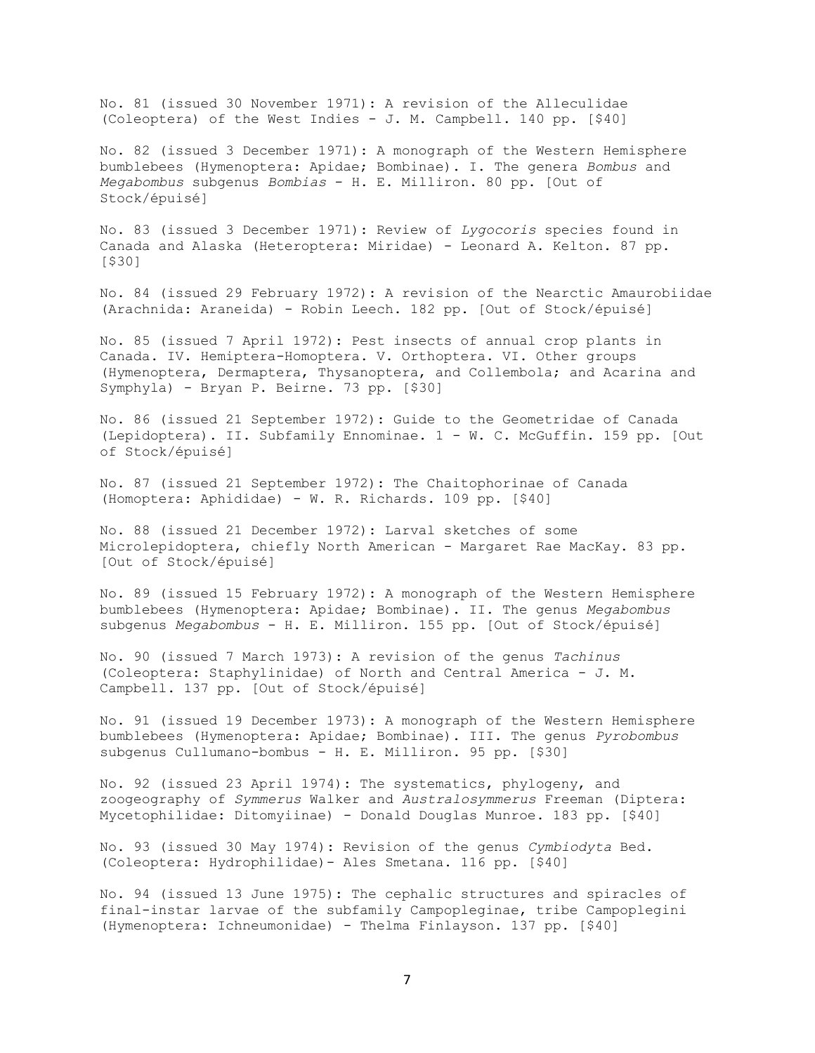No. 81 (issued 30 November 1971): A revision of the Alleculidae (Coleoptera) of the West Indies - J. M. Campbell. 140 pp. [$40]

No. 82 (issued 3 December 1971): A monograph of the Western Hemisphere bumblebees (Hymenoptera: Apidae; Bombinae). I. The genera *Bombus* and *Megabombus* subgenus *Bombias* - H. E. Milliron. 80 pp. [Out of Stock/épuisé]

No. 83 (issued 3 December 1971): Review of *Lygocoris* species found in Canada and Alaska (Heteroptera: Miridae) - Leonard A. Kelton. 87 pp. [$30]

No. 84 (issued 29 February 1972): A revision of the Nearctic Amaurobiidae (Arachnida: Araneida) - Robin Leech. 182 pp. [Out of Stock/épuisé]

No. 85 (issued 7 April 1972): Pest insects of annual crop plants in Canada. IV. Hemiptera-Homoptera. V. Orthoptera. VI. Other groups (Hymenoptera, Dermaptera, Thysanoptera, and Collembola; and Acarina and Symphyla) - Bryan P. Beirne. 73 pp. [$30]

No. 86 (issued 21 September 1972): Guide to the Geometridae of Canada (Lepidoptera). II. Subfamily Ennominae. 1 - W. C. McGuffin. 159 pp. [Out of Stock/épuisé]

No. 87 (issued 21 September 1972): The Chaitophorinae of Canada (Homoptera: Aphididae) - W. R. Richards. 109 pp. [$40]

No. 88 (issued 21 December 1972): Larval sketches of some Microlepidoptera, chiefly North American - Margaret Rae MacKay. 83 pp. [Out of Stock/épuisé]

No. 89 (issued 15 February 1972): A monograph of the Western Hemisphere bumblebees (Hymenoptera: Apidae; Bombinae). II. The genus *Megabombus* subgenus *Megabombus* - H. E. Milliron. 155 pp. [Out of Stock/épuisé]

No. 90 (issued 7 March 1973): A revision of the genus *Tachinus* (Coleoptera: Staphylinidae) of North and Central America - J. M. Campbell. 137 pp. [Out of Stock/épuisé]

No. 91 (issued 19 December 1973): A monograph of the Western Hemisphere bumblebees (Hymenoptera: Apidae; Bombinae). III. The genus *Pyrobombus* subgenus Cullumano-bombus - H. E. Milliron. 95 pp. [$30]

No. 92 (issued 23 April 1974): The systematics, phylogeny, and zoogeography of *Symmerus* Walker and *Australosymmerus* Freeman (Diptera: Mycetophilidae: Ditomyiinae) - Donald Douglas Munroe. 183 pp. [$40]

No. 93 (issued 30 May 1974): Revision of the genus *Cymbiodyta* Bed. (Coleoptera: Hydrophilidae)- Ales Smetana. 116 pp. [$40]

No. 94 (issued 13 June 1975): The cephalic structures and spiracles of final-instar larvae of the subfamily Campopleginae, tribe Campoplegini (Hymenoptera: Ichneumonidae) - Thelma Finlayson. 137 pp. [$40]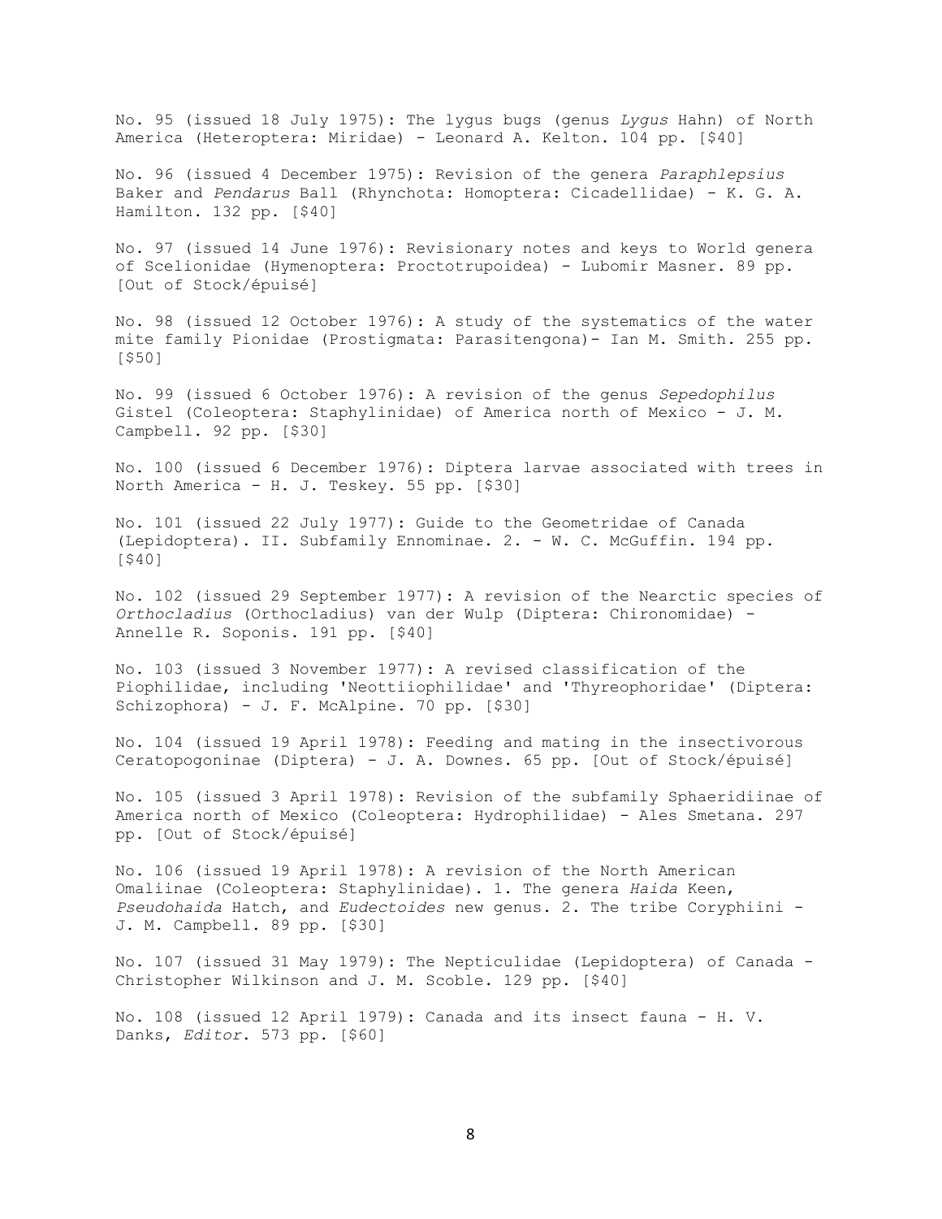No. 95 (issued 18 July 1975): The lygus bugs (genus *Lygus* Hahn) of North America (Heteroptera: Miridae) - Leonard A. Kelton. 104 pp. [$40]

No. 96 (issued 4 December 1975): Revision of the genera *Paraphlepsius* Baker and *Pendarus* Ball (Rhynchota: Homoptera: Cicadellidae) - K. G. A. Hamilton. 132 pp. [$40]

No. 97 (issued 14 June 1976): Revisionary notes and keys to World genera of Scelionidae (Hymenoptera: Proctotrupoidea) - Lubomir Masner. 89 pp. [Out of Stock/épuisé]

No. 98 (issued 12 October 1976): A study of the systematics of the water mite family Pionidae (Prostigmata: Parasitengona)- Ian M. Smith. 255 pp. [$50]

No. 99 (issued 6 October 1976): A revision of the genus *Sepedophilus* Gistel (Coleoptera: Staphylinidae) of America north of Mexico - J. M. Campbell. 92 pp. [$30]

No. 100 (issued 6 December 1976): Diptera larvae associated with trees in North America - H. J. Teskey. 55 pp. [$30]

No. 101 (issued 22 July 1977): Guide to the Geometridae of Canada (Lepidoptera). II. Subfamily Ennominae. 2. - W. C. McGuffin. 194 pp. [$40]

No. 102 (issued 29 September 1977): A revision of the Nearctic species of *Orthocladius* (Orthocladius) van der Wulp (Diptera: Chironomidae) - Annelle R. Soponis. 191 pp. [$40]

No. 103 (issued 3 November 1977): A revised classification of the Piophilidae, including 'Neottiiophilidae' and 'Thyreophoridae' (Diptera: Schizophora) - J. F. McAlpine. 70 pp. [$30]

No. 104 (issued 19 April 1978): Feeding and mating in the insectivorous Ceratopogoninae (Diptera) - J. A. Downes. 65 pp. [Out of Stock/épuisé]

No. 105 (issued 3 April 1978): Revision of the subfamily Sphaeridiinae of America north of Mexico (Coleoptera: Hydrophilidae) - Ales Smetana. 297 pp. [Out of Stock/épuisé]

No. 106 (issued 19 April 1978): A revision of the North American Omaliinae (Coleoptera: Staphylinidae). 1. The genera *Haida* Keen, *Pseudohaida* Hatch, and *Eudectoides* new genus. 2. The tribe Coryphiini - J. M. Campbell. 89 pp. [$30]

No. 107 (issued 31 May 1979): The Nepticulidae (Lepidoptera) of Canada - Christopher Wilkinson and J. M. Scoble. 129 pp. [$40]

No. 108 (issued 12 April 1979): Canada and its insect fauna - H. V. Danks, *Editor*. 573 pp. [$60]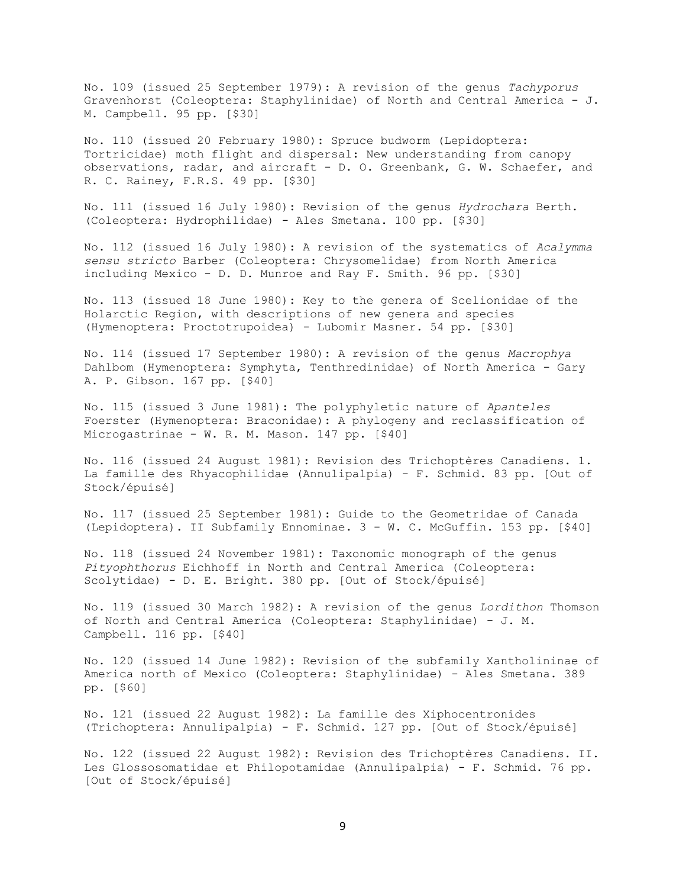No. 109 (issued 25 September 1979): A revision of the genus *Tachyporus* Gravenhorst (Coleoptera: Staphylinidae) of North and Central America - J. M. Campbell. 95 pp. [$30]

No. 110 (issued 20 February 1980): Spruce budworm (Lepidoptera: Tortricidae) moth flight and dispersal: New understanding from canopy observations, radar, and aircraft - D. O. Greenbank, G. W. Schaefer, and R. C. Rainey, F.R.S. 49 pp. [$30]

No. 111 (issued 16 July 1980): Revision of the genus *Hydrochara* Berth. (Coleoptera: Hydrophilidae) - Ales Smetana. 100 pp. [$30]

No. 112 (issued 16 July 1980): A revision of the systematics of *Acalymma sensu stricto* Barber (Coleoptera: Chrysomelidae) from North America including Mexico - D. D. Munroe and Ray F. Smith. 96 pp. [$30]

No. 113 (issued 18 June 1980): Key to the genera of Scelionidae of the Holarctic Region, with descriptions of new genera and species (Hymenoptera: Proctotrupoidea) - Lubomir Masner. 54 pp. [$30]

No. 114 (issued 17 September 1980): A revision of the genus *Macrophya* Dahlbom (Hymenoptera: Symphyta, Tenthredinidae) of North America - Gary A. P. Gibson. 167 pp. [$40]

No. 115 (issued 3 June 1981): The polyphyletic nature of *Apanteles* Foerster (Hymenoptera: Braconidae): A phylogeny and reclassification of Microgastrinae - W. R. M. Mason. 147 pp. [$40]

No. 116 (issued 24 August 1981): Revision des Trichoptères Canadiens. 1. La famille des Rhyacophilidae (Annulipalpia) - F. Schmid. 83 pp. [Out of Stock/épuisé]

No. 117 (issued 25 September 1981): Guide to the Geometridae of Canada (Lepidoptera). II Subfamily Ennominae. 3 - W. C. McGuffin. 153 pp. [$40]

No. 118 (issued 24 November 1981): Taxonomic monograph of the genus *Pityophthorus* Eichhoff in North and Central America (Coleoptera: Scolytidae) - D. E. Bright. 380 pp. [Out of Stock/épuisé]

No. 119 (issued 30 March 1982): A revision of the genus *Lordithon* Thomson of North and Central America (Coleoptera: Staphylinidae) - J. M. Campbell. 116 pp. [$40]

No. 120 (issued 14 June 1982): Revision of the subfamily Xantholininae of America north of Mexico (Coleoptera: Staphylinidae) - Ales Smetana. 389 pp. [$60]

No. 121 (issued 22 August 1982): La famille des Xiphocentronides (Trichoptera: Annulipalpia) - F. Schmid. 127 pp. [Out of Stock/épuisé]

No. 122 (issued 22 August 1982): Revision des Trichoptères Canadiens. II. Les Glossosomatidae et Philopotamidae (Annulipalpia) - F. Schmid. 76 pp. [Out of Stock/épuisé]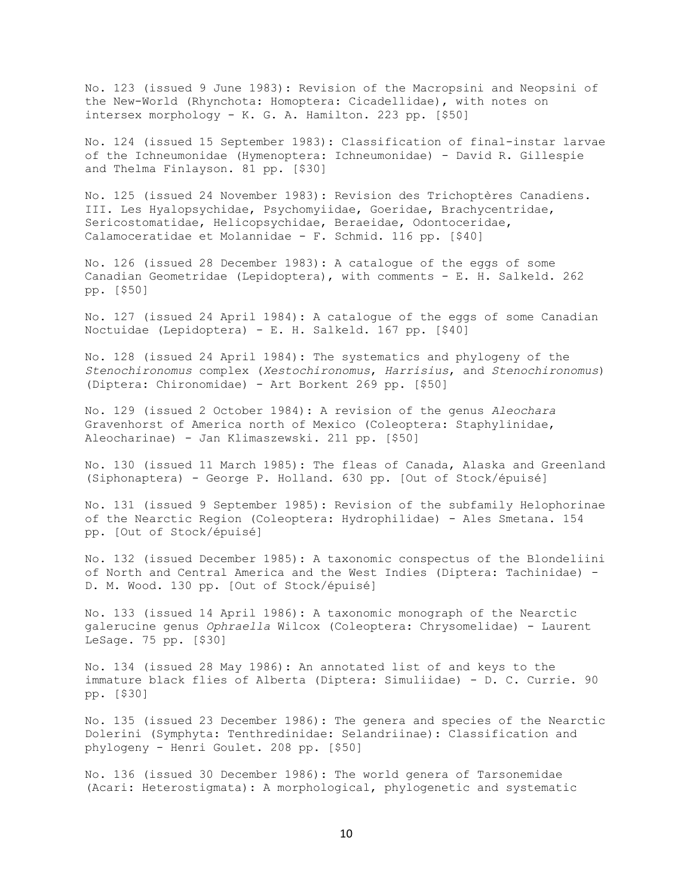No. 123 (issued 9 June 1983): Revision of the Macropsini and Neopsini of the New-World (Rhynchota: Homoptera: Cicadellidae), with notes on intersex morphology - K. G. A. Hamilton. 223 pp. [$50]

No. 124 (issued 15 September 1983): Classification of final-instar larvae of the Ichneumonidae (Hymenoptera: Ichneumonidae) - David R. Gillespie and Thelma Finlayson. 81 pp. [$30]

No. 125 (issued 24 November 1983): Revision des Trichoptères Canadiens. III. Les Hyalopsychidae, Psychomyiidae, Goeridae, Brachycentridae, Sericostomatidae, Helicopsychidae, Beraeidae, Odontoceridae, Calamoceratidae et Molannidae - F. Schmid. 116 pp. [$40]

No. 126 (issued 28 December 1983): A catalogue of the eggs of some Canadian Geometridae (Lepidoptera), with comments - E. H. Salkeld. 262 pp. [$50]

No. 127 (issued 24 April 1984): A catalogue of the eggs of some Canadian Noctuidae (Lepidoptera) - E. H. Salkeld. 167 pp. [$40]

No. 128 (issued 24 April 1984): The systematics and phylogeny of the *Stenochironomus* complex (*Xestochironomus*, *Harrisius*, and *Stenochironomus*) (Diptera: Chironomidae) - Art Borkent 269 pp. [$50]

No. 129 (issued 2 October 1984): A revision of the genus *Aleochara* Gravenhorst of America north of Mexico (Coleoptera: Staphylinidae, Aleocharinae) - Jan Klimaszewski. 211 pp. [$50]

No. 130 (issued 11 March 1985): The fleas of Canada, Alaska and Greenland (Siphonaptera) - George P. Holland. 630 pp. [Out of Stock/épuisé]

No. 131 (issued 9 September 1985): Revision of the subfamily Helophorinae of the Nearctic Region (Coleoptera: Hydrophilidae) - Ales Smetana. 154 pp. [Out of Stock/épuisé]

No. 132 (issued December 1985): A taxonomic conspectus of the Blondeliini of North and Central America and the West Indies (Diptera: Tachinidae) - D. M. Wood. 130 pp. [Out of Stock/épuisé]

No. 133 (issued 14 April 1986): A taxonomic monograph of the Nearctic galerucine genus *Ophraella* Wilcox (Coleoptera: Chrysomelidae) - Laurent LeSage. 75 pp. [$30]

No. 134 (issued 28 May 1986): An annotated list of and keys to the immature black flies of Alberta (Diptera: Simuliidae) - D. C. Currie. 90 pp. [$30]

No. 135 (issued 23 December 1986): The genera and species of the Nearctic Dolerini (Symphyta: Tenthredinidae: Selandriinae): Classification and phylogeny - Henri Goulet. 208 pp. [$50]

No. 136 (issued 30 December 1986): The world genera of Tarsonemidae (Acari: Heterostigmata): A morphological, phylogenetic and systematic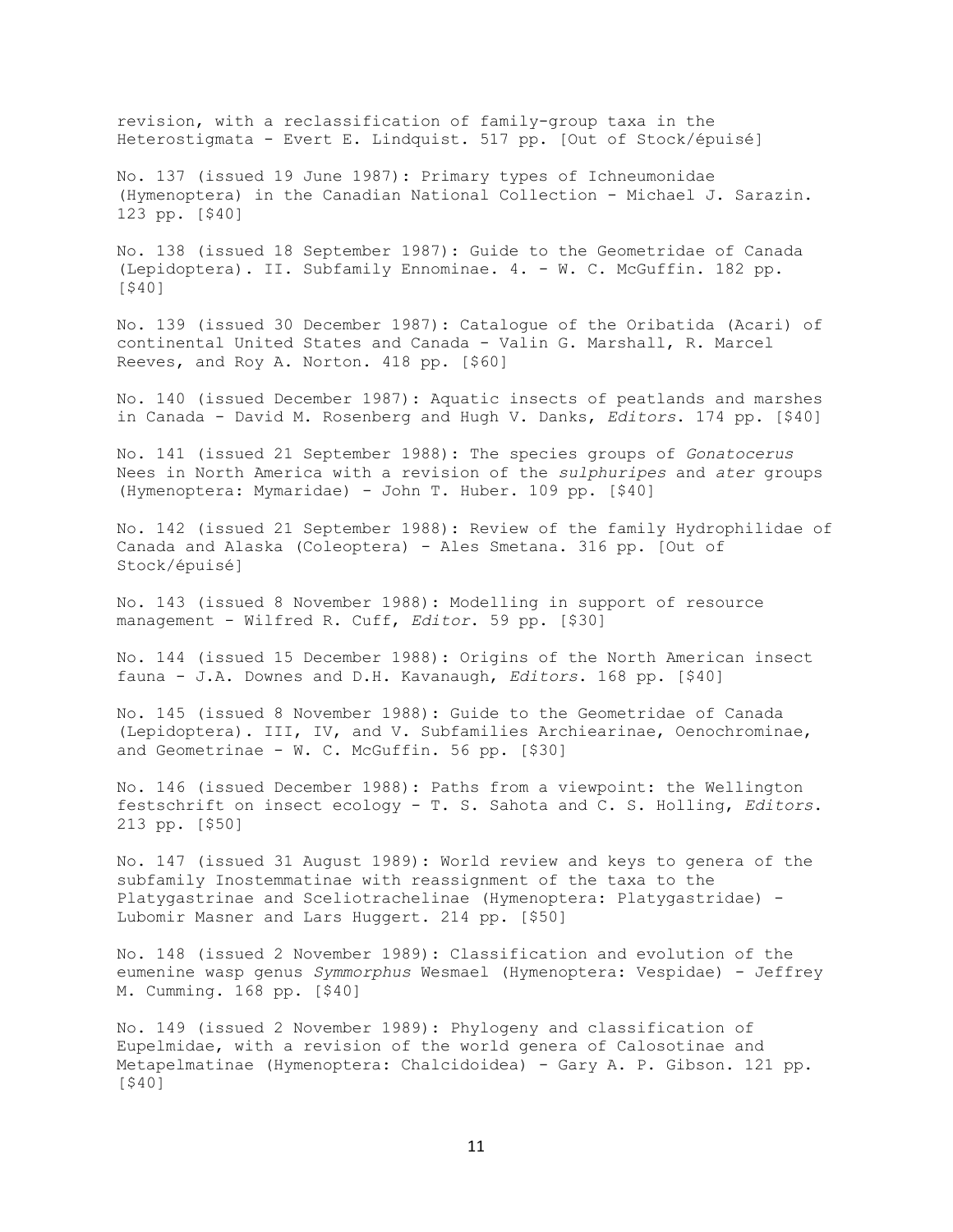revision, with a reclassification of family-group taxa in the Heterostigmata - Evert E. Lindquist. 517 pp. [Out of Stock/épuisé]

No. 137 (issued 19 June 1987): Primary types of Ichneumonidae (Hymenoptera) in the Canadian National Collection - Michael J. Sarazin. 123 pp. [$40]

No. 138 (issued 18 September 1987): Guide to the Geometridae of Canada (Lepidoptera). II. Subfamily Ennominae. 4. - W. C. McGuffin. 182 pp. [$40]

No. 139 (issued 30 December 1987): Catalogue of the Oribatida (Acari) of continental United States and Canada - Valin G. Marshall, R. Marcel Reeves, and Roy A. Norton. 418 pp. [$60]

No. 140 (issued December 1987): Aquatic insects of peatlands and marshes in Canada - David M. Rosenberg and Hugh V. Danks, *Editors*. 174 pp. [$40]

No. 141 (issued 21 September 1988): The species groups of *Gonatocerus* Nees in North America with a revision of the *sulphuripes* and *ater* groups (Hymenoptera: Mymaridae) - John T. Huber. 109 pp. [$40]

No. 142 (issued 21 September 1988): Review of the family Hydrophilidae of Canada and Alaska (Coleoptera) - Ales Smetana. 316 pp. [Out of Stock/épuisé]

No. 143 (issued 8 November 1988): Modelling in support of resource management - Wilfred R. Cuff, *Editor*. 59 pp. [$30]

No. 144 (issued 15 December 1988): Origins of the North American insect fauna - J.A. Downes and D.H. Kavanaugh, *Editors*. 168 pp. [$40]

No. 145 (issued 8 November 1988): Guide to the Geometridae of Canada (Lepidoptera). III, IV, and V. Subfamilies Archiearinae, Oenochrominae, and Geometrinae - W. C. McGuffin. 56 pp. [$30]

No. 146 (issued December 1988): Paths from a viewpoint: the Wellington festschrift on insect ecology - T. S. Sahota and C. S. Holling, *Editors*. 213 pp. [$50]

No. 147 (issued 31 August 1989): World review and keys to genera of the subfamily Inostemmatinae with reassignment of the taxa to the Platygastrinae and Sceliotrachelinae (Hymenoptera: Platygastridae) - Lubomir Masner and Lars Huggert. 214 pp. [$50]

No. 148 (issued 2 November 1989): Classification and evolution of the eumenine wasp genus *Symmorphus* Wesmael (Hymenoptera: Vespidae) - Jeffrey M. Cumming. 168 pp. [$40]

No. 149 (issued 2 November 1989): Phylogeny and classification of Eupelmidae, with a revision of the world genera of Calosotinae and Metapelmatinae (Hymenoptera: Chalcidoidea) - Gary A. P. Gibson. 121 pp. [$40]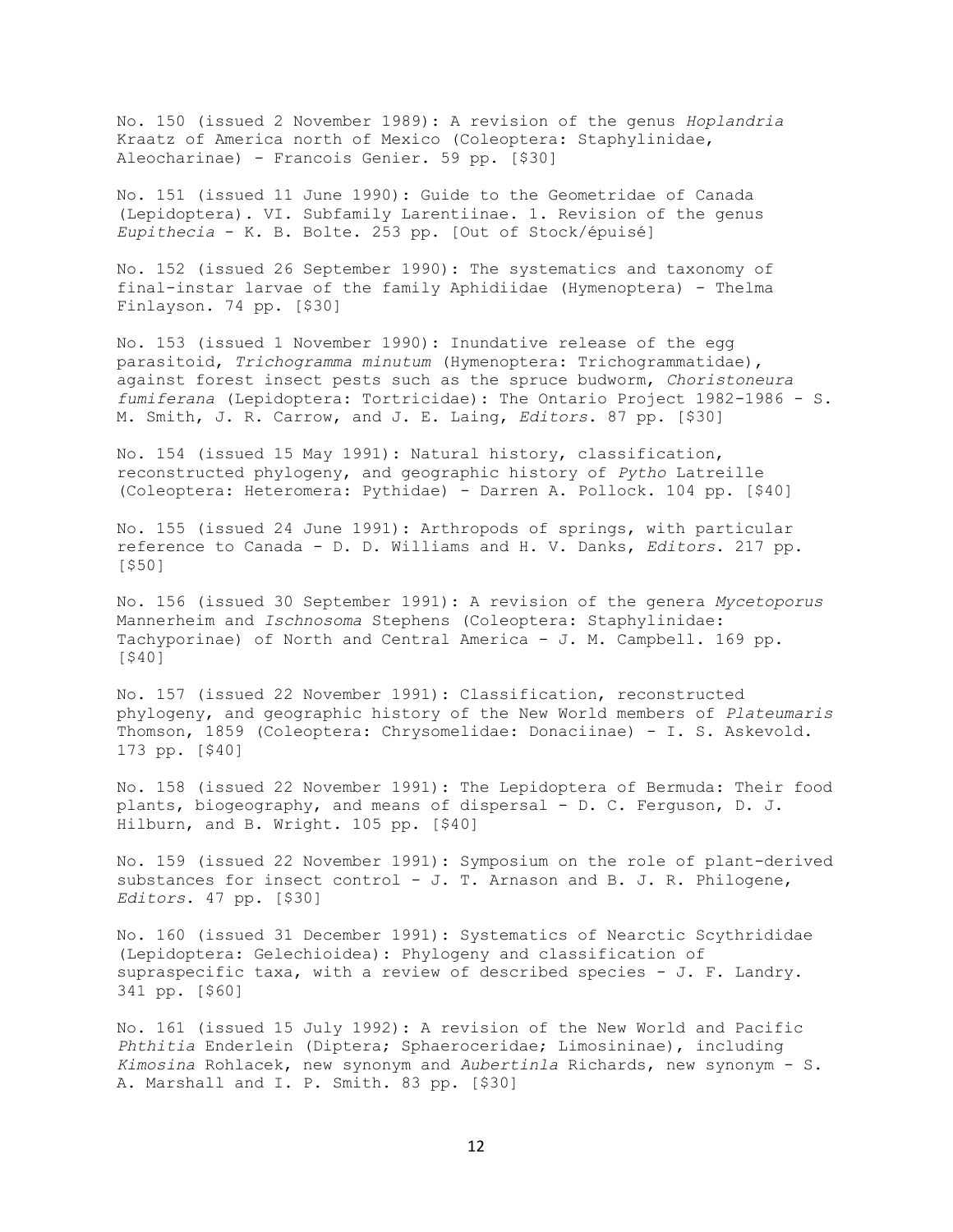No. 150 (issued 2 November 1989): A revision of the genus *Hoplandria* Kraatz of America north of Mexico (Coleoptera: Staphylinidae, Aleocharinae) - Francois Genier. 59 pp. [$30]

No. 151 (issued 11 June 1990): Guide to the Geometridae of Canada (Lepidoptera). VI. Subfamily Larentiinae. 1. Revision of the genus *Eupithecia* - K. B. Bolte. 253 pp. [Out of Stock/épuisé]

No. 152 (issued 26 September 1990): The systematics and taxonomy of final-instar larvae of the family Aphidiidae (Hymenoptera) - Thelma Finlayson. 74 pp. [$30]

No. 153 (issued 1 November 1990): Inundative release of the egg parasitoid, *Trichogramma minutum* (Hymenoptera: Trichogrammatidae), against forest insect pests such as the spruce budworm, *Choristoneura fumiferana* (Lepidoptera: Tortricidae): The Ontario Project 1982-1986 - S. M. Smith, J. R. Carrow, and J. E. Laing, *Editors*. 87 pp. [$30]

No. 154 (issued 15 May 1991): Natural history, classification, reconstructed phylogeny, and geographic history of *Pytho* Latreille (Coleoptera: Heteromera: Pythidae) - Darren A. Pollock. 104 pp. [$40]

No. 155 (issued 24 June 1991): Arthropods of springs, with particular reference to Canada - D. D. Williams and H. V. Danks, *Editors*. 217 pp. [$50]

No. 156 (issued 30 September 1991): A revision of the genera *Mycetoporus* Mannerheim and *Ischnosoma* Stephens (Coleoptera: Staphylinidae: Tachyporinae) of North and Central America - J. M. Campbell. 169 pp. [$40]

No. 157 (issued 22 November 1991): Classification, reconstructed phylogeny, and geographic history of the New World members of *Plateumaris* Thomson, 1859 (Coleoptera: Chrysomelidae: Donaciinae) - I. S. Askevold. 173 pp. [$40]

No. 158 (issued 22 November 1991): The Lepidoptera of Bermuda: Their food plants, biogeography, and means of dispersal - D. C. Ferguson, D. J. Hilburn, and B. Wright. 105 pp. [$40]

No. 159 (issued 22 November 1991): Symposium on the role of plant-derived substances for insect control - J. T. Arnason and B. J. R. Philogene, *Editors*. 47 pp. [$30]

No. 160 (issued 31 December 1991): Systematics of Nearctic Scythrididae (Lepidoptera: Gelechioidea): Phylogeny and classification of supraspecific taxa, with a review of described species - J. F. Landry. 341 pp. [$60]

No. 161 (issued 15 July 1992): A revision of the New World and Pacific *Phthitia* Enderlein (Diptera; Sphaeroceridae; Limosininae), including *Kimosina* Rohlacek, new synonym and *Aubertinla* Richards, new synonym - S. A. Marshall and I. P. Smith. 83 pp. [$30]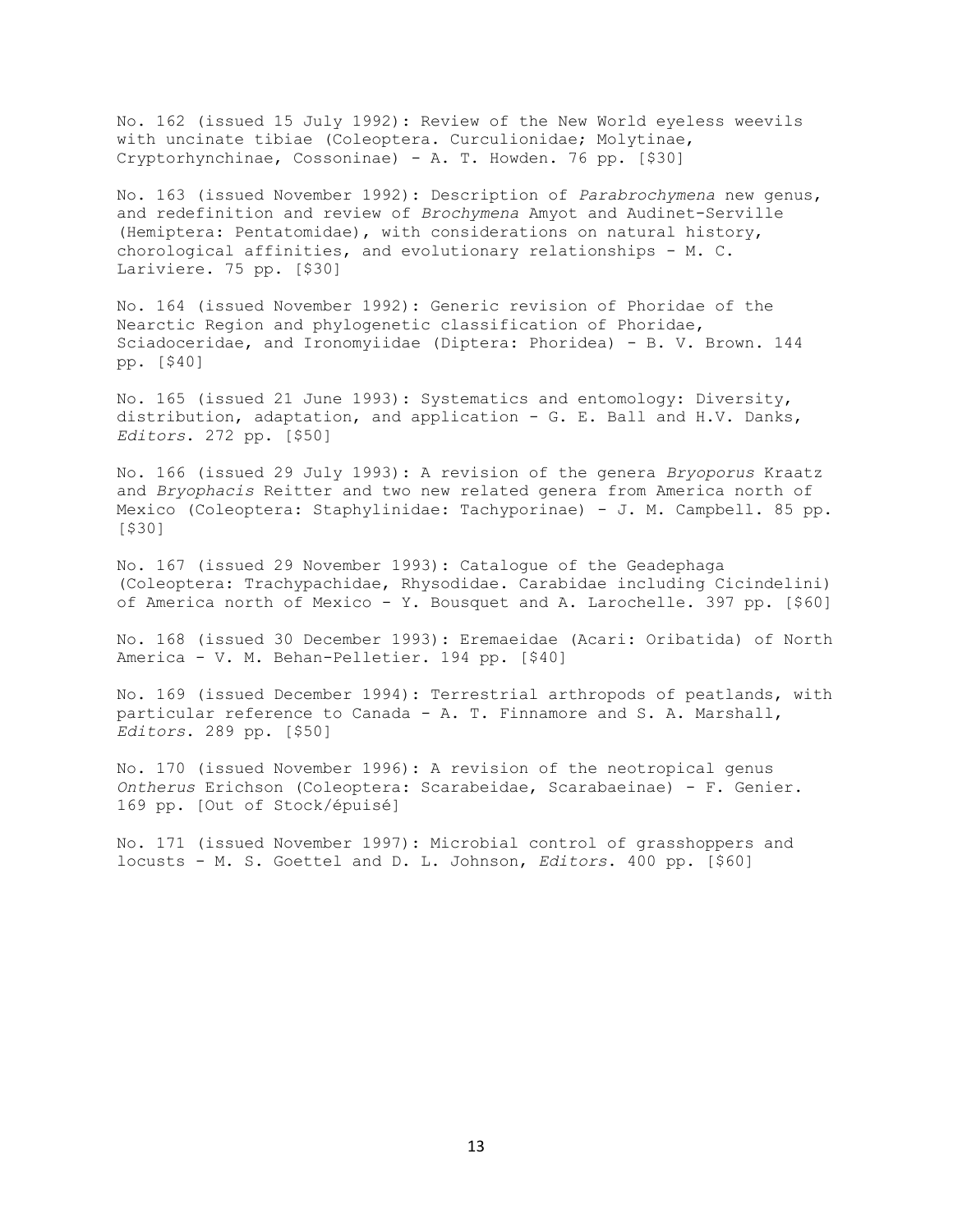No. 162 (issued 15 July 1992): Review of the New World eyeless weevils with uncinate tibiae (Coleoptera. Curculionidae; Molytinae, Cryptorhynchinae, Cossoninae) - A. T. Howden. 76 pp. [$30]

No. 163 (issued November 1992): Description of *Parabrochymena* new genus, and redefinition and review of *Brochymena* Amyot and Audinet-Serville (Hemiptera: Pentatomidae), with considerations on natural history, chorological affinities, and evolutionary relationships - M. C. Lariviere. 75 pp. [$30]

No. 164 (issued November 1992): Generic revision of Phoridae of the Nearctic Region and phylogenetic classification of Phoridae, Sciadoceridae, and Ironomyiidae (Diptera: Phoridea) - B. V. Brown. 144 pp. [$40]

No. 165 (issued 21 June 1993): Systematics and entomology: Diversity, distribution, adaptation, and application - G. E. Ball and H.V. Danks, *Editors*. 272 pp. [$50]

No. 166 (issued 29 July 1993): A revision of the genera *Bryoporus* Kraatz and *Bryophacis* Reitter and two new related genera from America north of Mexico (Coleoptera: Staphylinidae: Tachyporinae) - J. M. Campbell. 85 pp. [$30]

No. 167 (issued 29 November 1993): Catalogue of the Geadephaga (Coleoptera: Trachypachidae, Rhysodidae. Carabidae including Cicindelini) of America north of Mexico - Y. Bousquet and A. Larochelle. 397 pp. [$60]

No. 168 (issued 30 December 1993): Eremaeidae (Acari: Oribatida) of North America - V. M. Behan-Pelletier. 194 pp. [$40]

No. 169 (issued December 1994): Terrestrial arthropods of peatlands, with particular reference to Canada - A. T. Finnamore and S. A. Marshall, *Editors*. 289 pp. [$50]

No. 170 (issued November 1996): A revision of the neotropical genus *Ontherus* Erichson (Coleoptera: Scarabeidae, Scarabaeinae) - F. Genier. 169 pp. [Out of Stock/épuisé]

No. 171 (issued November 1997): Microbial control of grasshoppers and locusts - M. S. Goettel and D. L. Johnson, *Editors*. 400 pp. [$60]